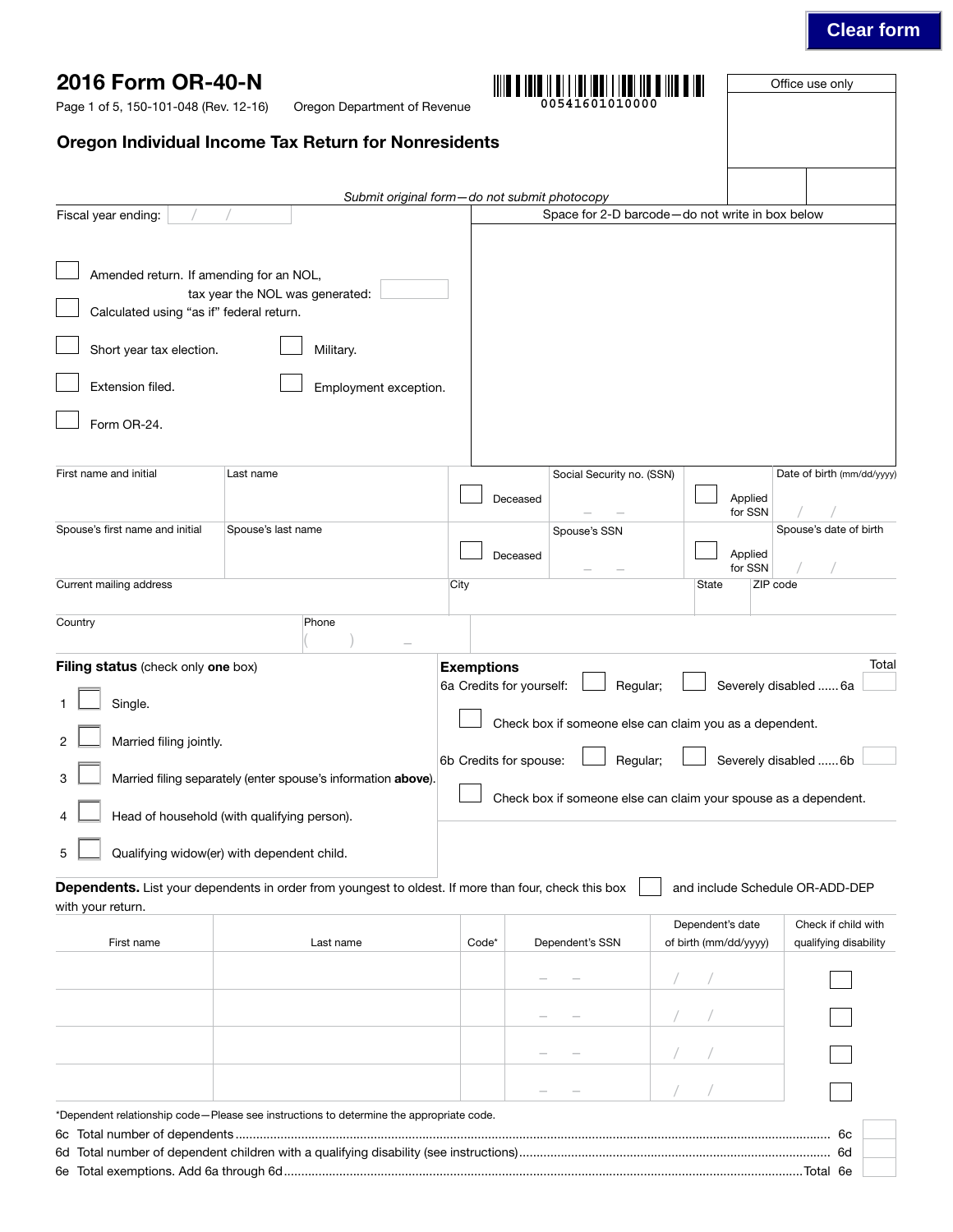Clear form

# 2016 Form OR-40-N

Page 1 of 5, 150-101-048 (Rev. 12-16) Oregon Department of Revenue

00541601010000

Office use only

## Oregon Individual Income Tax Return for Nonresidents

*Submit original form—do not submit photocopy*

Fiscal year ending: / /

Space for 2-D barcode—do not write in box below

☐ Amended return. If amending for an NOL, tax year the NOL was generated:

☐ Calculated using "as if" federal return.

☐ Short year tax election. ☐ Military.

☐ Extension filed. ☐ Employment exception.

☐ Form OR-24.

| First name and initial | Last name | ☐ Deceased | Social Security no. (SSN) | ☐ Applied for SSN | Date of birth (mm/dd/yyyy) |
|---|---|---|---|---|---|
| Spouse's first name and initial | Spouse's last name | ☐ Deceased | Spouse's SSN | ☐ Applied for SSN | Spouse's date of birth |

| Current mailing address | City | State | ZIP code |
|---|---|---|---|
| Country | Phone | | |

**Filing status** (check only **one** box)

1 ☐ Single.

2 ☐ Married filing jointly.

3 ☐ Married filing separately (enter spouse's information **above**).

4 ☐ Head of household (with qualifying person).

5 ☐ Qualifying widow(er) with dependent child.

**Exemptions** Total

6a Credits for yourself: ☐ Regular; ☐ Severely disabled ...... 6a

☐ Check box if someone else can claim you as a dependent.

6b Credits for spouse: ☐ Regular; ☐ Severely disabled ...... 6b

☐ Check box if someone else can claim your spouse as a dependent.

**Dependents.** List your dependents in order from youngest to oldest. If more than four, check this box ☐ and include Schedule OR-ADD-DEP with your return.

| First name | Last name | Code* | Dependent's SSN | Dependent's date of birth (mm/dd/yyyy) | Check if child with qualifying disability |
|---|---|---|---|---|---|
| | | | – – | / / | ☐ |
| | | | – – | / / | ☐ |
| | | | – – | / / | ☐ |
| | | | – – | / / | ☐ |

*Dependent relationship code—Please see instructions to determine the appropriate code.

6c Total number of dependents ........................................ 6c

6d Total number of dependent children with a qualifying disability (see instructions) ........................................ 6d

6e Total exemptions. Add 6a through 6d ........................................ Total 6e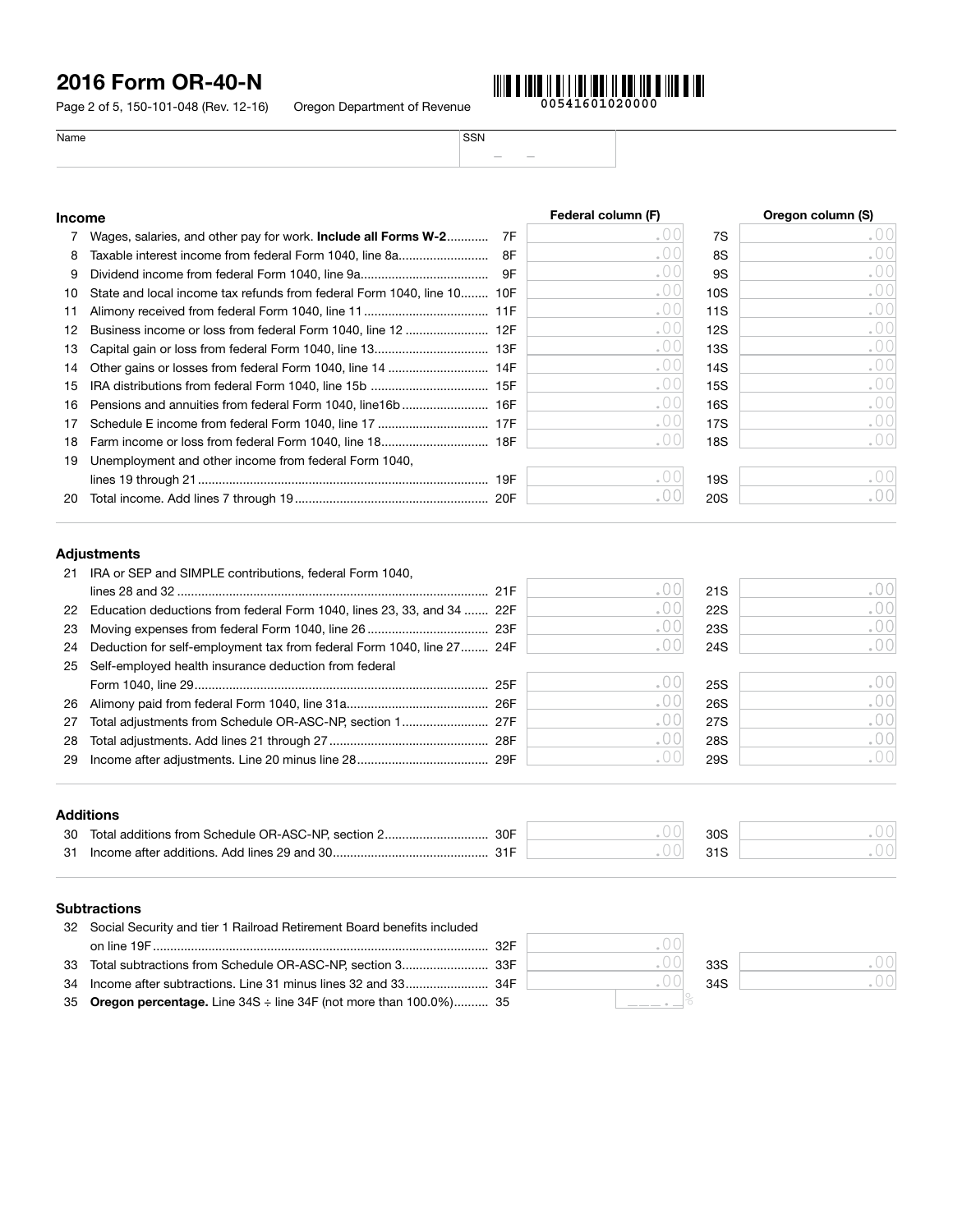# 2016 Form OR-40-N

150-101-048 (Rev. 12-16) Oregon Department of Revenue

00541601020000

| Name | SSN |
|---|---|
| | – – |

## Income

| | | | Federal column (F) | | Oregon column (S) |
|---|---|---|---|---|---|
| 7 | Wages, salaries, and other pay for work. **Include all Forms W-2** | 7F | .00 | 7S | .00 |
| 8 | Taxable interest income from federal Form 1040, line 8a | 8F | .00 | 8S | .00 |
| 9 | Dividend income from federal Form 1040, line 9a | 9F | .00 | 9S | .00 |
| 10 | State and local income tax refunds from federal Form 1040, line 10 | 10F | .00 | 10S | .00 |
| 11 | Alimony received from federal Form 1040, line 11 | 11F | .00 | 11S | .00 |
| 12 | Business income or loss from federal Form 1040, line 12 | 12F | .00 | 12S | .00 |
| 13 | Capital gain or loss from federal Form 1040, line 13 | 13F | .00 | 13S | .00 |
| 14 | Other gains or losses from federal Form 1040, line 14 | 14F | .00 | 14S | .00 |
| 15 | IRA distributions from federal Form 1040, line 15b | 15F | .00 | 15S | .00 |
| 16 | Pensions and annuities from federal Form 1040, line16b | 16F | .00 | 16S | .00 |
| 17 | Schedule E income from federal Form 1040, line 17 | 17F | .00 | 17S | .00 |
| 18 | Farm income or loss from federal Form 1040, line 18 | 18F | .00 | 18S | .00 |
| 19 | Unemployment and other income from federal Form 1040, lines 19 through 21 | 19F | .00 | 19S | .00 |
| 20 | Total income. Add lines 7 through 19 | 20F | .00 | 20S | .00 |

## Adjustments

| | | | Federal column (F) | | Oregon column (S) |
|---|---|---|---|---|---|
| 21 | IRA or SEP and SIMPLE contributions, federal Form 1040, lines 28 and 32 | 21F | .00 | 21S | .00 |
| 22 | Education deductions from federal Form 1040, lines 23, 33, and 34 | 22F | .00 | 22S | .00 |
| 23 | Moving expenses from federal Form 1040, line 26 | 23F | .00 | 23S | .00 |
| 24 | Deduction for self-employment tax from federal Form 1040, line 27 | 24F | .00 | 24S | .00 |
| 25 | Self-employed health insurance deduction from federal Form 1040, line 29 | 25F | .00 | 25S | .00 |
| 26 | Alimony paid from federal Form 1040, line 31a | 26F | .00 | 26S | .00 |
| 27 | Total adjustments from Schedule OR-ASC-NP, section 1 | 27F | .00 | 27S | .00 |
| 28 | Total adjustments. Add lines 21 through 27 | 28F | .00 | 28S | .00 |
| 29 | Income after adjustments. Line 20 minus line 28 | 29F | .00 | 29S | .00 |

## Additions

| | | | Federal column (F) | | Oregon column (S) |
|---|---|---|---|---|---|
| 30 | Total additions from Schedule OR-ASC-NP, section 2 | 30F | .00 | 30S | .00 |
| 31 | Income after additions. Add lines 29 and 30 | 31F | .00 | 31S | .00 |

## Subtractions

| | | | Federal column (F) | | Oregon column (S) |
|---|---|---|---|---|---|
| 32 | Social Security and tier 1 Railroad Retirement Board benefits included on line 19F | 32F | .00 | | |
| 33 | Total subtractions from Schedule OR-ASC-NP, section 3 | 33F | .00 | 33S | .00 |
| 34 | Income after subtractions. Line 31 minus lines 32 and 33 | 34F | .00 | 34S | .00 |
| 35 | **Oregon percentage.** Line 34S ÷ line 34F (not more than 100.0%) | 35 | ___.\_% | | |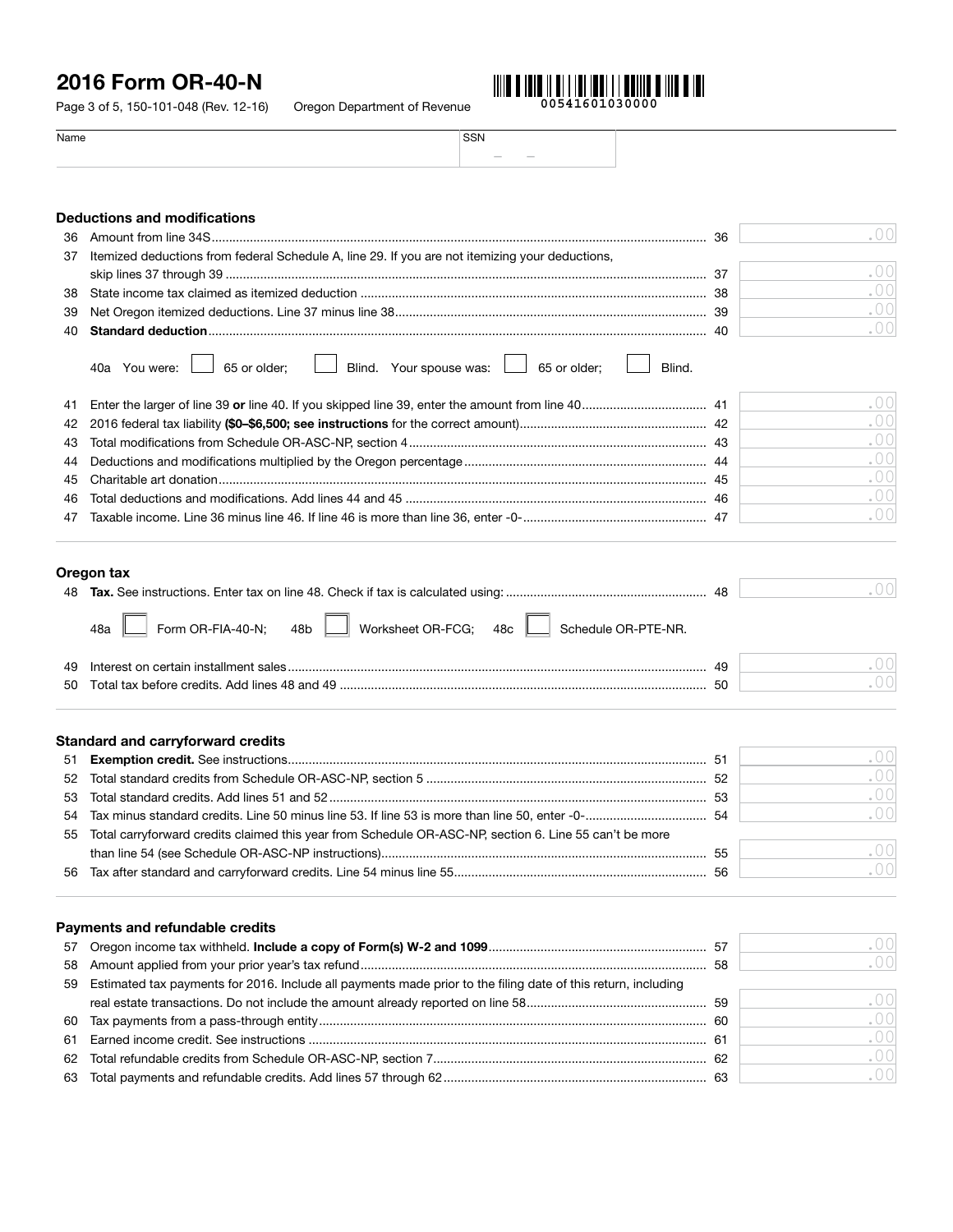# 2016 Form OR-40-N

Page 3 of 5, 150-101-048 (Rev. 12-16) Oregon Department of Revenue

00541601030000

| Name | SSN |
|---|---|
| | – – |

## Deductions and modifications

| | | | |
|---|---|---|---|
| 36 | Amount from line 34S | 36 | .00 |
| 37 | Itemized deductions from federal Schedule A, line 29. If you are not itemizing your deductions, skip lines 37 through 39 | 37 | .00 |
| 38 | State income tax claimed as itemized deduction | 38 | .00 |
| 39 | Net Oregon itemized deductions. Line 37 minus line 38 | 39 | .00 |
| 40 | **Standard deduction** | 40 | .00 |

40a You were: ☐ 65 or older; ☐ Blind. Your spouse was: ☐ 65 or older; ☐ Blind.

| | | | |
|---|---|---|---|
| 41 | Enter the larger of line 39 **or** line 40. If you skipped line 39, enter the amount from line 40 | 41 | .00 |
| 42 | 2016 federal tax liability **($0–$6,500; see instructions** for the correct amount) | 42 | .00 |
| 43 | Total modifications from Schedule OR-ASC-NP, section 4 | 43 | .00 |
| 44 | Deductions and modifications multiplied by the Oregon percentage | 44 | .00 |
| 45 | Charitable art donation | 45 | .00 |
| 46 | Total deductions and modifications. Add lines 44 and 45 | 46 | .00 |
| 47 | Taxable income. Line 36 minus line 46. If line 46 is more than line 36, enter -0- | 47 | .00 |

## Oregon tax

| | | | |
|---|---|---|---|
| 48 | **Tax.** See instructions. Enter tax on line 48. Check if tax is calculated using: | 48 | .00 |

48a ☐ Form OR-FIA-40-N; 48b ☐ Worksheet OR-FCG; 48c ☐ Schedule OR-PTE-NR.

| | | | |
|---|---|---|---|
| 49 | Interest on certain installment sales | 49 | .00 |
| 50 | Total tax before credits. Add lines 48 and 49 | 50 | .00 |

## Standard and carryforward credits

| | | | |
|---|---|---|---|
| 51 | **Exemption credit.** See instructions | 51 | .00 |
| 52 | Total standard credits from Schedule OR-ASC-NP, section 5 | 52 | .00 |
| 53 | Total standard credits. Add lines 51 and 52 | 53 | .00 |
| 54 | Tax minus standard credits. Line 50 minus line 53. If line 53 is more than line 50, enter -0- | 54 | .00 |
| 55 | Total carryforward credits claimed this year from Schedule OR-ASC-NP, section 6. Line 55 can't be more than line 54 (see Schedule OR-ASC-NP instructions) | 55 | .00 |
| 56 | Tax after standard and carryforward credits. Line 54 minus line 55 | 56 | .00 |

## Payments and refundable credits

| | | | |
|---|---|---|---|
| 57 | Oregon income tax withheld. **Include a copy of Form(s) W-2 and 1099** | 57 | .00 |
| 58 | Amount applied from your prior year's tax refund | 58 | .00 |
| 59 | Estimated tax payments for 2016. Include all payments made prior to the filing date of this return, including real estate transactions. Do not include the amount already reported on line 58 | 59 | .00 |
| 60 | Tax payments from a pass-through entity | 60 | .00 |
| 61 | Earned income credit. See instructions | 61 | .00 |
| 62 | Total refundable credits from Schedule OR-ASC-NP, section 7 | 62 | .00 |
| 63 | Total payments and refundable credits. Add lines 57 through 62 | 63 | .00 |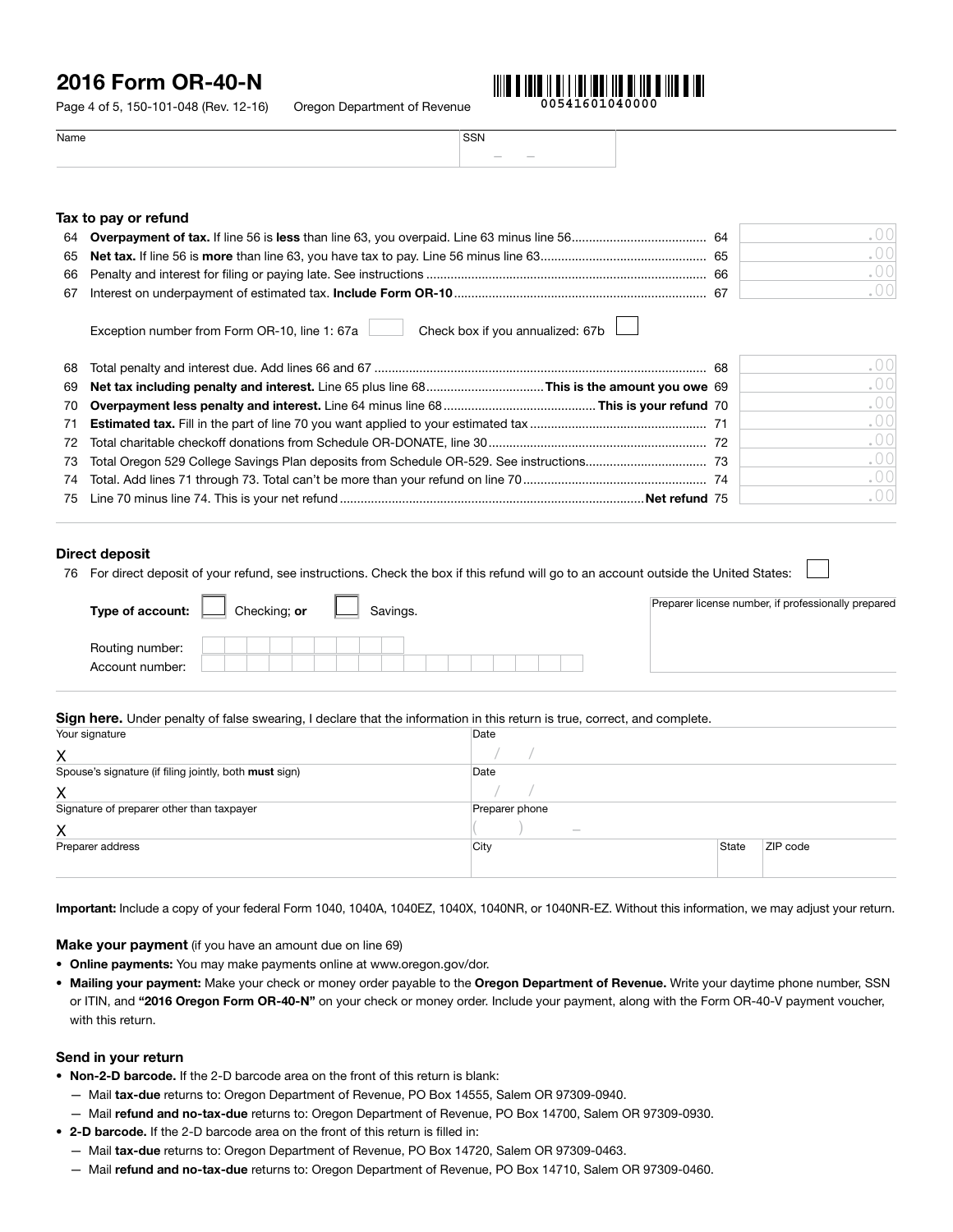# 2016 Form OR-40-N

Page 4 of 5, 150-101-048 (Rev. 12-16) Oregon Department of Revenue

00541601040000

Name | SSN

## Tax to pay or refund

| | | | |
|---|---|---|---|
| 64 | **Overpayment of tax.** If line 56 is **less** than line 63, you overpaid. Line 63 minus line 56 | 64 | .00 |
| 65 | **Net tax.** If line 56 is **more** than line 63, you have tax to pay. Line 56 minus line 63 | 65 | .00 |
| 66 | Penalty and interest for filing or paying late. See instructions | 66 | .00 |
| 67 | Interest on underpayment of estimated tax. **Include Form OR-10** | 67 | .00 |

Exception number from Form OR-10, line 1: 67a ☐ Check box if you annualized: 67b ☐

| | | | |
|---|---|---|---|
| 68 | Total penalty and interest due. Add lines 66 and 67 | 68 | .00 |
| 69 | **Net tax including penalty and interest.** Line 65 plus line 68 **This is the amount you owe** | 69 | .00 |
| 70 | **Overpayment less penalty and interest.** Line 64 minus line 68 **This is your refund** | 70 | .00 |
| 71 | **Estimated tax.** Fill in the part of line 70 you want applied to your estimated tax | 71 | .00 |
| 72 | Total charitable checkoff donations from Schedule OR-DONATE, line 30 | 72 | .00 |
| 73 | Total Oregon 529 College Savings Plan deposits from Schedule OR-529. See instructions | 73 | .00 |
| 74 | Total. Add lines 71 through 73. Total can't be more than your refund on line 70 | 74 | .00 |
| 75 | Line 70 minus line 74. This is your net refund **Net refund** | 75 | .00 |

## Direct deposit

76 For direct deposit of your refund, see instructions. Check the box if this refund will go to an account outside the United States: ☐

**Type of account:** ☐ Checking; **or** ☐ Savings.

Routing number:

Account number:

Preparer license number, if professionally prepared

**Sign here.** Under penalty of false swearing, I declare that the information in this return is true, correct, and complete.

| | |
|---|---|
| Your signature<br>X | Date<br>/ / |
| Spouse's signature (if filing jointly, both **must** sign)<br>X | Date<br>/ / |
| Signature of preparer other than taxpayer<br>X | Preparer phone<br>( ) – |
| Preparer address | City / State / ZIP code |

**Important:** Include a copy of your federal Form 1040, 1040A, 1040EZ, 1040X, 1040NR, or 1040NR-EZ. Without this information, we may adjust your return.

### Make your payment (if you have an amount due on line 69)

- **Online payments:** You may make payments online at www.oregon.gov/dor.
- **Mailing your payment:** Make your check or money order payable to the **Oregon Department of Revenue.** Write your daytime phone number, SSN or ITIN, and **"2016 Oregon Form OR-40-N"** on your check or money order. Include your payment, along with the Form OR-40-V payment voucher, with this return.

### Send in your return

- **Non-2-D barcode.** If the 2-D barcode area on the front of this return is blank:
  - Mail **tax-due** returns to: Oregon Department of Revenue, PO Box 14555, Salem OR 97309-0940.
  - Mail **refund and no-tax-due** returns to: Oregon Department of Revenue, PO Box 14700, Salem OR 97309-0930.
- **2-D barcode.** If the 2-D barcode area on the front of this return is filled in:
  - Mail **tax-due** returns to: Oregon Department of Revenue, PO Box 14720, Salem OR 97309-0463.
  - Mail **refund and no-tax-due** returns to: Oregon Department of Revenue, PO Box 14710, Salem OR 97309-0460.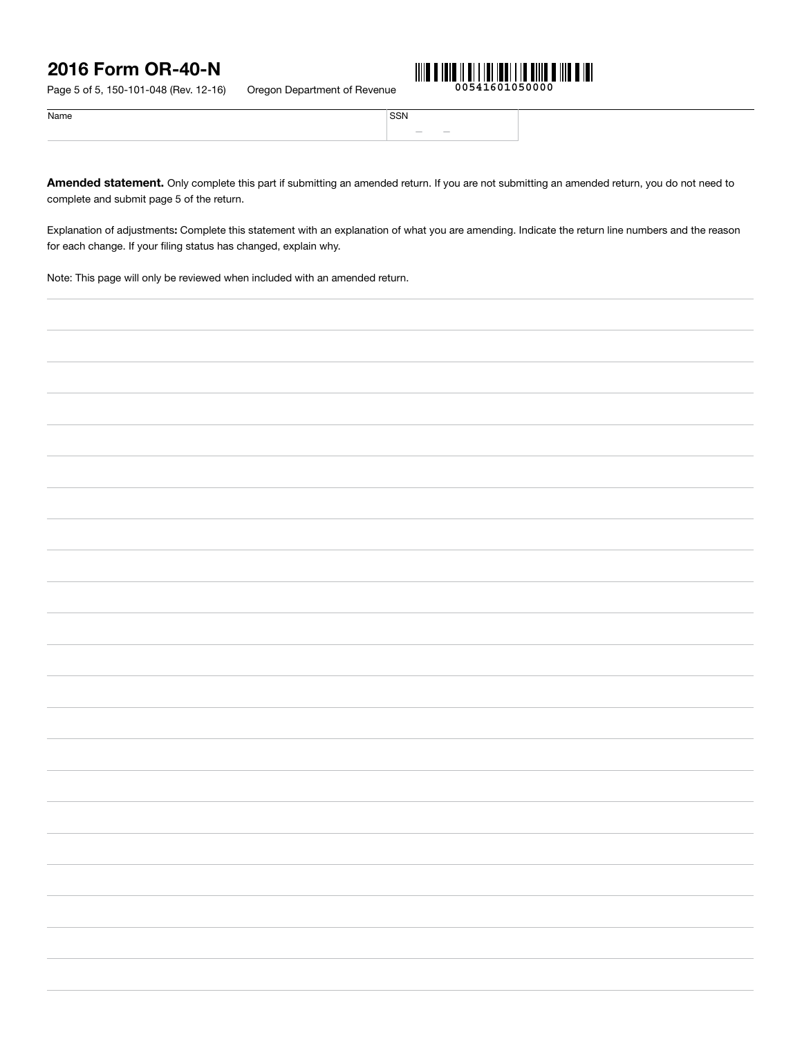# 2016 Form OR-40-N

Page 5 of 5, 150-101-048 (Rev. 12-16) Oregon Department of Revenue

00541601050000

| Name | SSN |
|---|---|
| | – – |

**Amended statement.** Only complete this part if submitting an amended return. If you are not submitting an amended return, you do not need to complete and submit page 5 of the return.

Explanation of adjustments**:** Complete this statement with an explanation of what you are amending. Indicate the return line numbers and the reason for each change. If your filing status has changed, explain why.

Note: This page will only be reviewed when included with an amended return.